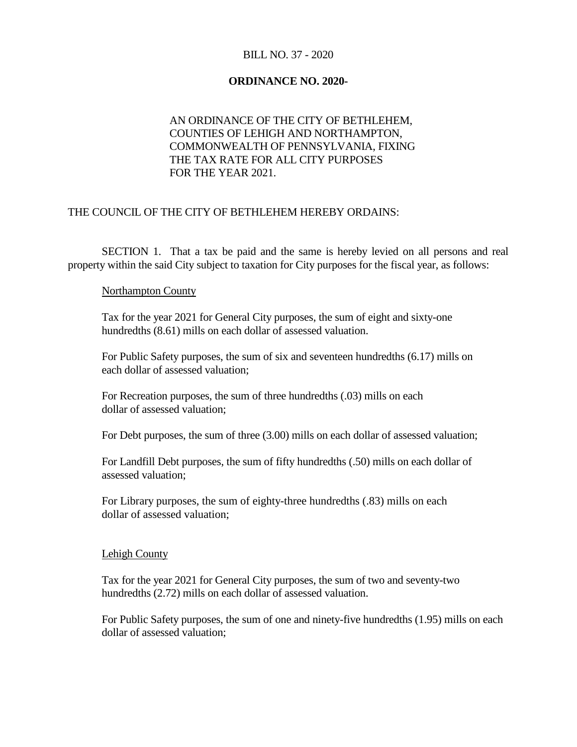BILL NO. 37 - 2020

**ORDINANCE NO. 2020-**

AN ORDINANCE OF THE CITY OF BETHLEHEM, COUNTIES OF LEHIGH AND NORTHAMPTON, COMMONWEALTH OF PENNSYLVANIA, FIXING THE TAX RATE FOR ALL CITY PURPOSES FOR THE YEAR 2021.

THE COUNCIL OF THE CITY OF BETHLEHEM HEREBY ORDAINS:

SECTION 1. That a tax be paid and the same is hereby levied on all persons and real property within the said City subject to taxation for City purposes for the fiscal year, as follows:

<u>Northampton County</u>

Tax for the year 2021 for General City purposes, the sum of eight and sixty-one hundredths (8.61) mills on each dollar of assessed valuation.

For Public Safety purposes, the sum of six and seventeen hundredths (6.17) mills on each dollar of assessed valuation;

For Recreation purposes, the sum of three hundredths (.03) mills on each dollar of assessed valuation;

For Debt purposes, the sum of three (3.00) mills on each dollar of assessed valuation;

For Landfill Debt purposes, the sum of fifty hundredths (.50) mills on each dollar of assessed valuation;

For Library purposes, the sum of eighty-three hundredths (.83) mills on each dollar of assessed valuation;

<u>Lehigh County</u>

Tax for the year 2021 for General City purposes, the sum of two and seventy-two hundredths (2.72) mills on each dollar of assessed valuation.

For Public Safety purposes, the sum of one and ninety-five hundredths (1.95) mills on each dollar of assessed valuation;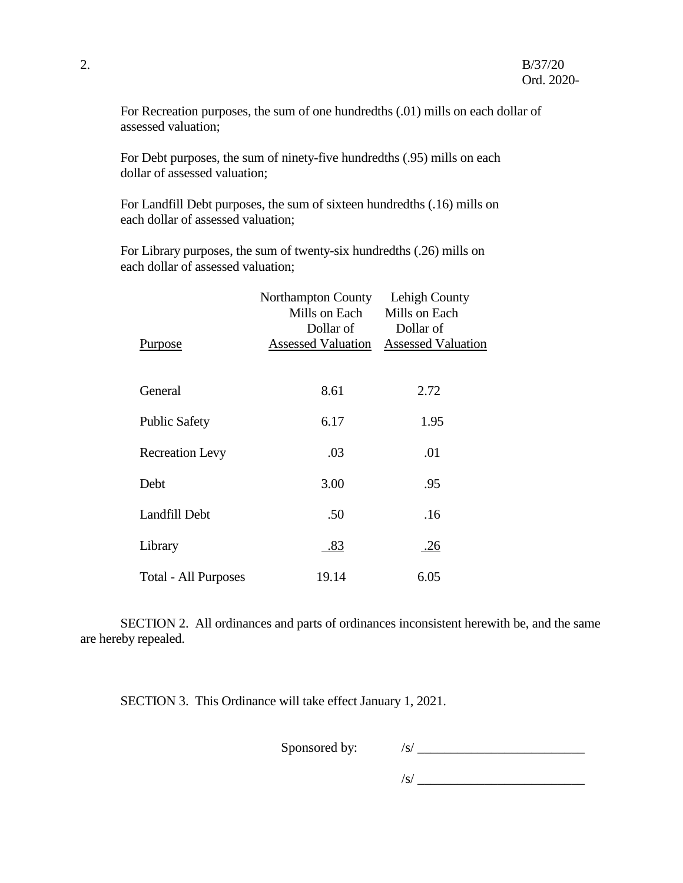B/37/20
Ord. 2020-

For Recreation purposes, the sum of one hundredths (.01) mills on each dollar of assessed valuation;

For Debt purposes, the sum of ninety-five hundredths (.95) mills on each dollar of assessed valuation;

For Landfill Debt purposes, the sum of sixteen hundredths (.16) mills on each dollar of assessed valuation;

For Library purposes, the sum of twenty-six hundredths (.26) mills on each dollar of assessed valuation;

| Purpose | Northampton County Mills on Each Dollar of Assessed Valuation | Lehigh County Mills on Each Dollar of Assessed Valuation |
|---|---|---|
| General | 8.61 | 2.72 |
| Public Safety | 6.17 | 1.95 |
| Recreation Levy | .03 | .01 |
| Debt | 3.00 | .95 |
| Landfill Debt | .50 | .16 |
| Library | .83 | .26 |
| Total - All Purposes | 19.14 | 6.05 |

SECTION 2. All ordinances and parts of ordinances inconsistent herewith be, and the same are hereby repealed.

SECTION 3. This Ordinance will take effect January 1, 2021.

Sponsored by: /s/ _________________________

/s/ _________________________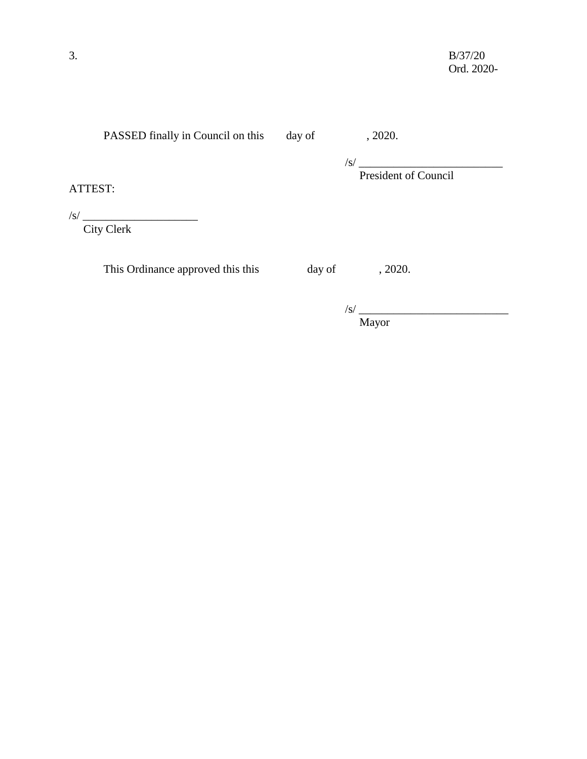B/37/20
Ord. 2020-

PASSED finally in Council on this day of , 2020.

/s/ _________________________
President of Council

ATTEST:

/s/ ____________________
City Clerk

This Ordinance approved this this day of , 2020.

/s/ __________________________
Mayor